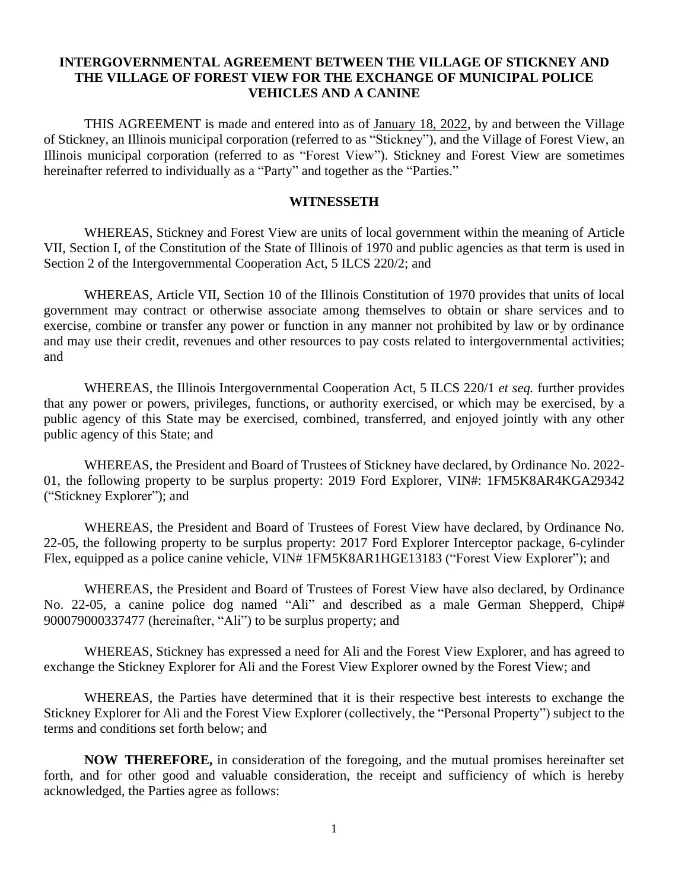# INTERGOVERNMENTAL AGREEMENT BETWEEN THE VILLAGE OF STICKNEY AND THE VILLAGE OF FOREST VIEW FOR THE EXCHANGE OF MUNICIPAL POLICE VEHICLES AND A CANINE

THIS AGREEMENT is made and entered into as of January 18, 2022, by and between the Village of Stickney, an Illinois municipal corporation (referred to as "Stickney"), and the Village of Forest View, an Illinois municipal corporation (referred to as "Forest View"). Stickney and Forest View are sometimes hereinafter referred to individually as a "Party" and together as the "Parties."

## WITNESSETH

WHEREAS, Stickney and Forest View are units of local government within the meaning of Article VII, Section I, of the Constitution of the State of Illinois of 1970 and public agencies as that term is used in Section 2 of the Intergovernmental Cooperation Act, 5 ILCS 220/2; and

WHEREAS, Article VII, Section 10 of the Illinois Constitution of 1970 provides that units of local government may contract or otherwise associate among themselves to obtain or share services and to exercise, combine or transfer any power or function in any manner not prohibited by law or by ordinance and may use their credit, revenues and other resources to pay costs related to intergovernmental activities; and

WHEREAS, the Illinois Intergovernmental Cooperation Act, 5 ILCS 220/1 *et seq.* further provides that any power or powers, privileges, functions, or authority exercised, or which may be exercised, by a public agency of this State may be exercised, combined, transferred, and enjoyed jointly with any other public agency of this State; and

WHEREAS, the President and Board of Trustees of Stickney have declared, by Ordinance No. 2022-01, the following property to be surplus property: 2019 Ford Explorer, VIN#: 1FM5K8AR4KGA29342 ("Stickney Explorer"); and

WHEREAS, the President and Board of Trustees of Forest View have declared, by Ordinance No. 22-05, the following property to be surplus property: 2017 Ford Explorer Interceptor package, 6-cylinder Flex, equipped as a police canine vehicle, VIN# 1FM5K8AR1HGE13183 ("Forest View Explorer"); and

WHEREAS, the President and Board of Trustees of Forest View have also declared, by Ordinance No. 22-05, a canine police dog named "Ali" and described as a male German Shepperd, Chip# 900079000337477 (hereinafter, "Ali") to be surplus property; and

WHEREAS, Stickney has expressed a need for Ali and the Forest View Explorer, and has agreed to exchange the Stickney Explorer for Ali and the Forest View Explorer owned by the Forest View; and

WHEREAS, the Parties have determined that it is their respective best interests to exchange the Stickney Explorer for Ali and the Forest View Explorer (collectively, the "Personal Property") subject to the terms and conditions set forth below; and

**NOW THEREFORE,** in consideration of the foregoing, and the mutual promises hereinafter set forth, and for other good and valuable consideration, the receipt and sufficiency of which is hereby acknowledged, the Parties agree as follows: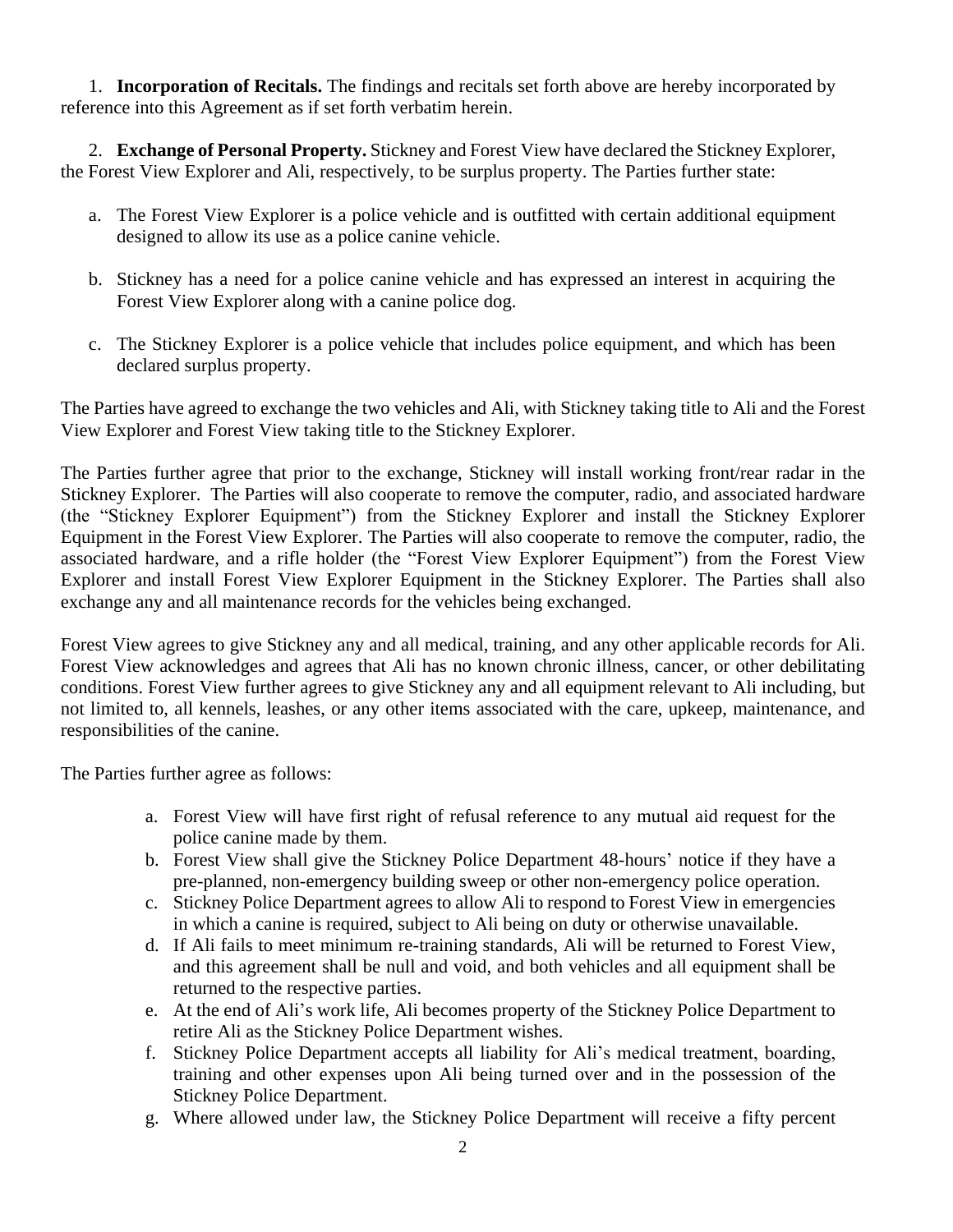1. **Incorporation of Recitals.** The findings and recitals set forth above are hereby incorporated by reference into this Agreement as if set forth verbatim herein.

2. **Exchange of Personal Property.** Stickney and Forest View have declared the Stickney Explorer, the Forest View Explorer and Ali, respectively, to be surplus property. The Parties further state:

   a. The Forest View Explorer is a police vehicle and is outfitted with certain additional equipment designed to allow its use as a police canine vehicle.

   b. Stickney has a need for a police canine vehicle and has expressed an interest in acquiring the Forest View Explorer along with a canine police dog.

   c. The Stickney Explorer is a police vehicle that includes police equipment, and which has been declared surplus property.

The Parties have agreed to exchange the two vehicles and Ali, with Stickney taking title to Ali and the Forest View Explorer and Forest View taking title to the Stickney Explorer.

The Parties further agree that prior to the exchange, Stickney will install working front/rear radar in the Stickney Explorer. The Parties will also cooperate to remove the computer, radio, and associated hardware (the "Stickney Explorer Equipment") from the Stickney Explorer and install the Stickney Explorer Equipment in the Forest View Explorer. The Parties will also cooperate to remove the computer, radio, the associated hardware, and a rifle holder (the "Forest View Explorer Equipment") from the Forest View Explorer and install Forest View Explorer Equipment in the Stickney Explorer. The Parties shall also exchange any and all maintenance records for the vehicles being exchanged.

Forest View agrees to give Stickney any and all medical, training, and any other applicable records for Ali. Forest View acknowledges and agrees that Ali has no known chronic illness, cancer, or other debilitating conditions. Forest View further agrees to give Stickney any and all equipment relevant to Ali including, but not limited to, all kennels, leashes, or any other items associated with the care, upkeep, maintenance, and responsibilities of the canine.

The Parties further agree as follows:

a. Forest View will have first right of refusal reference to any mutual aid request for the police canine made by them.
b. Forest View shall give the Stickney Police Department 48-hours' notice if they have a pre-planned, non-emergency building sweep or other non-emergency police operation.
c. Stickney Police Department agrees to allow Ali to respond to Forest View in emergencies in which a canine is required, subject to Ali being on duty or otherwise unavailable.
d. If Ali fails to meet minimum re-training standards, Ali will be returned to Forest View, and this agreement shall be null and void, and both vehicles and all equipment shall be returned to the respective parties.
e. At the end of Ali's work life, Ali becomes property of the Stickney Police Department to retire Ali as the Stickney Police Department wishes.
f. Stickney Police Department accepts all liability for Ali's medical treatment, boarding, training and other expenses upon Ali being turned over and in the possession of the Stickney Police Department.
g. Where allowed under law, the Stickney Police Department will receive a fifty percent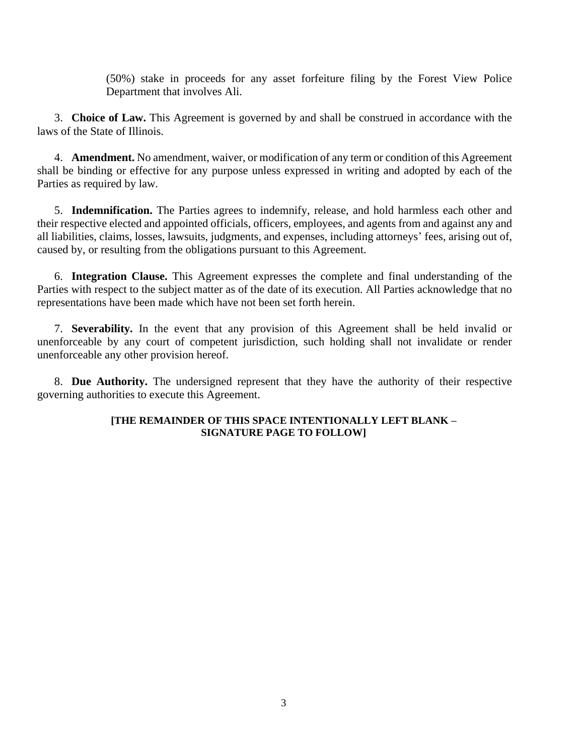(50%) stake in proceeds for any asset forfeiture filing by the Forest View Police Department that involves Ali.

3. **Choice of Law.** This Agreement is governed by and shall be construed in accordance with the laws of the State of Illinois.

4. **Amendment.** No amendment, waiver, or modification of any term or condition of this Agreement shall be binding or effective for any purpose unless expressed in writing and adopted by each of the Parties as required by law.

5. **Indemnification.** The Parties agrees to indemnify, release, and hold harmless each other and their respective elected and appointed officials, officers, employees, and agents from and against any and all liabilities, claims, losses, lawsuits, judgments, and expenses, including attorneys' fees, arising out of, caused by, or resulting from the obligations pursuant to this Agreement.

6. **Integration Clause.** This Agreement expresses the complete and final understanding of the Parties with respect to the subject matter as of the date of its execution. All Parties acknowledge that no representations have been made which have not been set forth herein.

7. **Severability.** In the event that any provision of this Agreement shall be held invalid or unenforceable by any court of competent jurisdiction, such holding shall not invalidate or render unenforceable any other provision hereof.

8. **Due Authority.** The undersigned represent that they have the authority of their respective governing authorities to execute this Agreement.

**[THE REMAINDER OF THIS SPACE INTENTIONALLY LEFT BLANK – SIGNATURE PAGE TO FOLLOW]**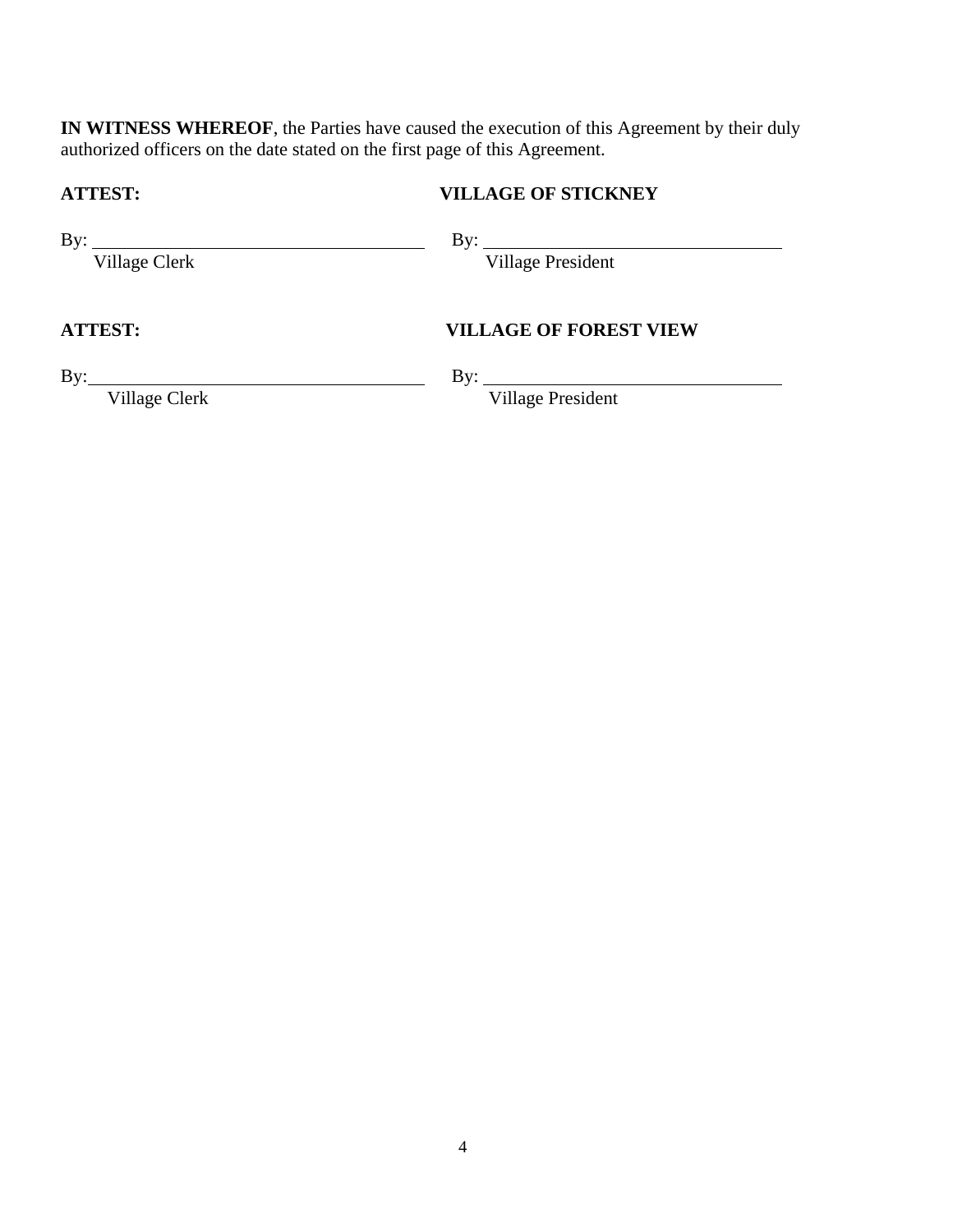**IN WITNESS WHEREOF**, the Parties have caused the execution of this Agreement by their duly authorized officers on the date stated on the first page of this Agreement.

| | |
|---|---|
| **ATTEST:** | **VILLAGE OF STICKNEY** |
| By: ______________________ | By: ______________________ |
| Village Clerk | Village President |
| | |
| **ATTEST:** | **VILLAGE OF FOREST VIEW** |
| By: ______________________ | By: ______________________ |
| Village Clerk | Village President |